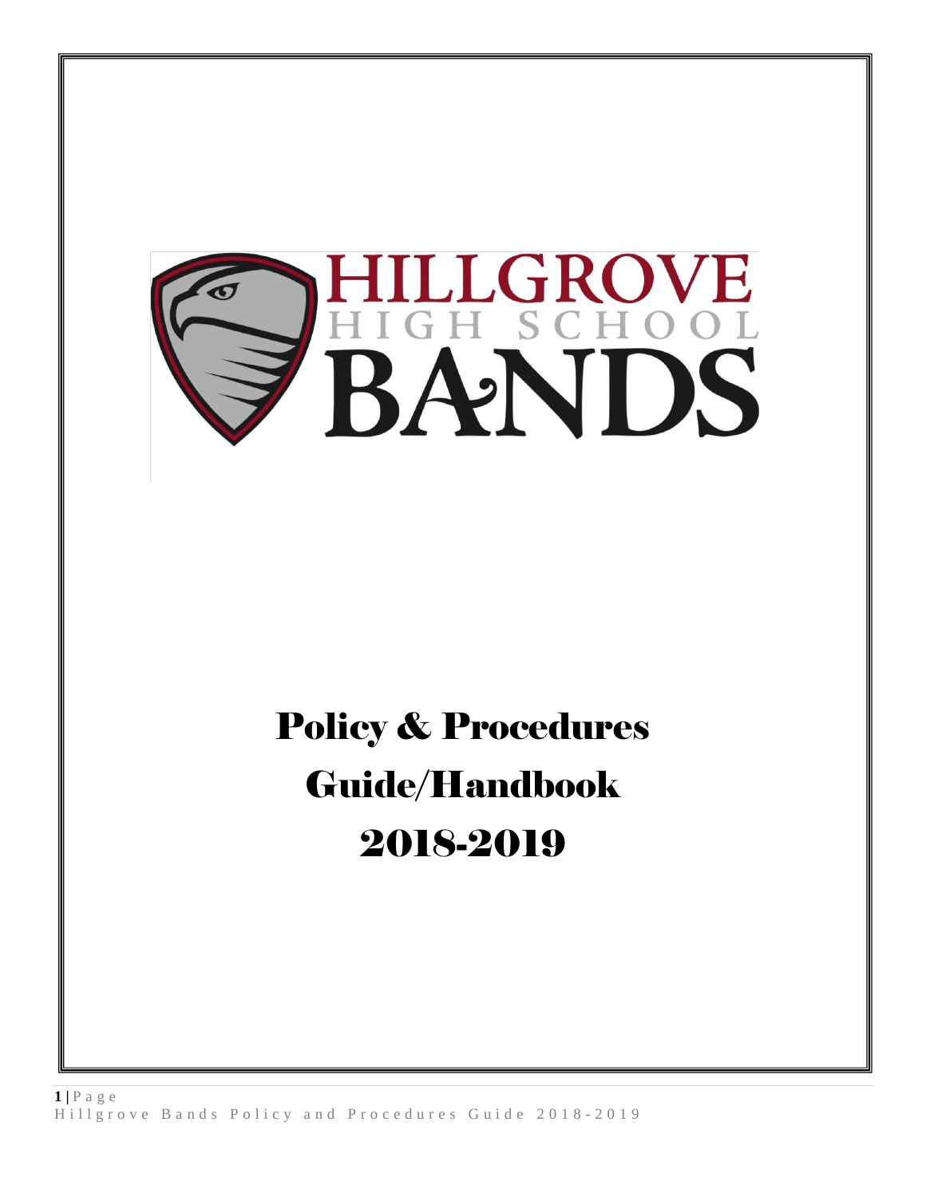HILLGROVE
HIGH SCHOOL
BANDS

# Policy & Procedures Guide/Handbook 2018-2019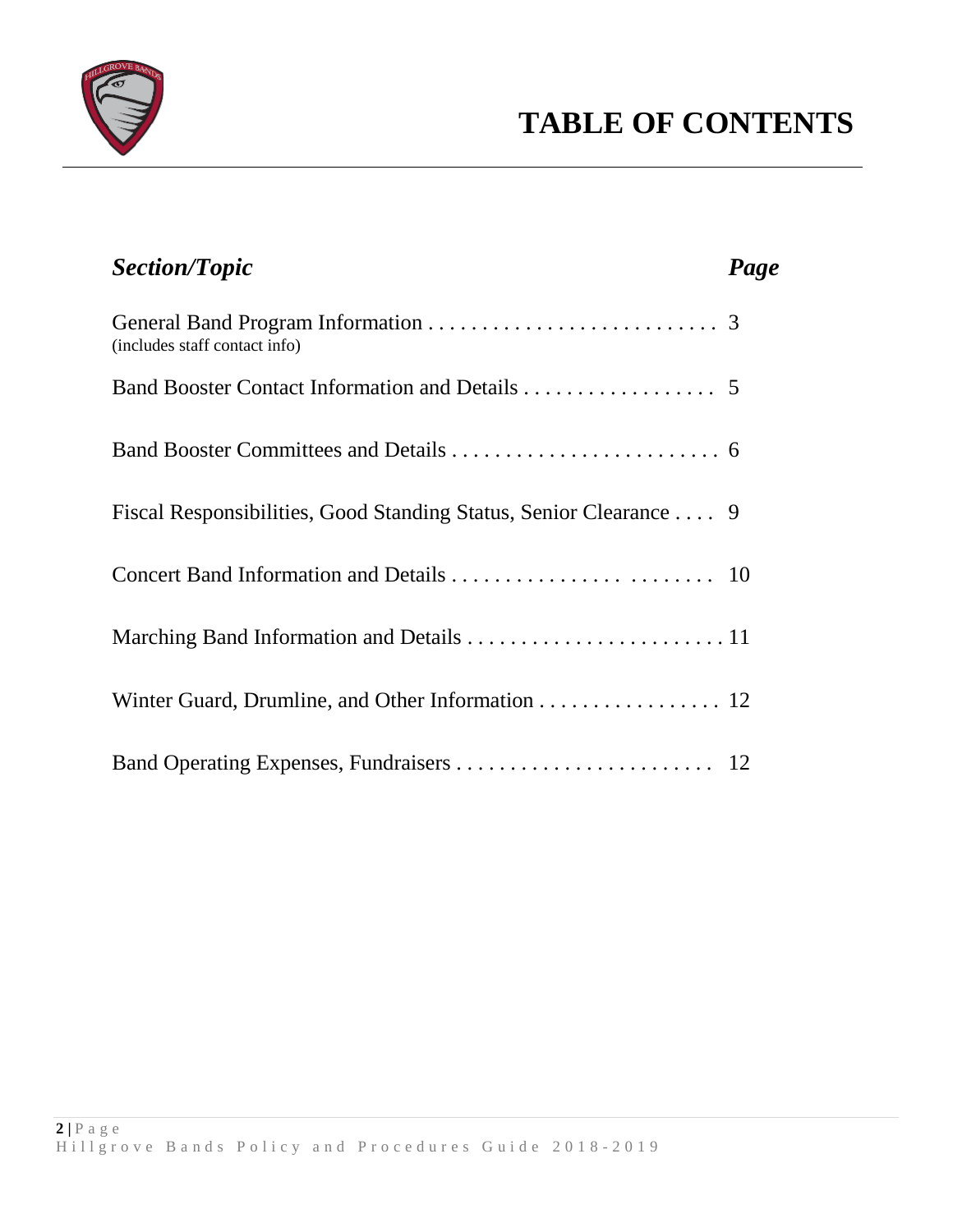# TABLE OF CONTENTS

| *Section/Topic* | *Page* |
| --- | --- |
| General Band Program Information (includes staff contact info) | 3 |
| Band Booster Contact Information and Details | 5 |
| Band Booster Committees and Details | 6 |
| Fiscal Responsibilities, Good Standing Status, Senior Clearance | 9 |
| Concert Band Information and Details | 10 |
| Marching Band Information and Details | 11 |
| Winter Guard, Drumline, and Other Information | 12 |
| Band Operating Expenses, Fundraisers | 12 |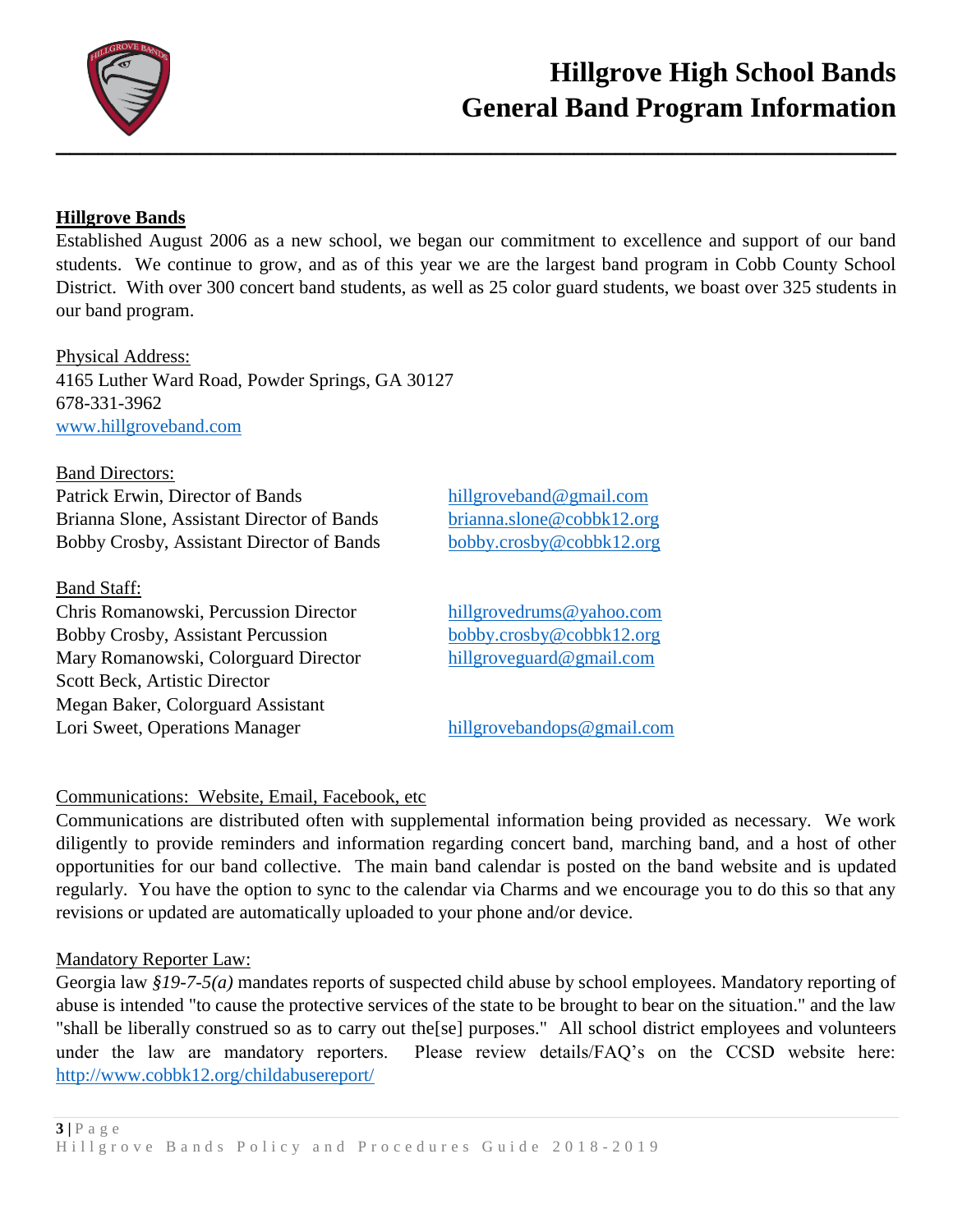# Hillgrove High School Bands
# General Band Program Information

## Hillgrove Bands

Established August 2006 as a new school, we began our commitment to excellence and support of our band students. We continue to grow, and as of this year we are the largest band program in Cobb County School District. With over 300 concert band students, as well as 25 color guard students, we boast over 325 students in our band program.

Physical Address:
4165 Luther Ward Road, Powder Springs, GA 30127
678-331-3962
www.hillgroveband.com

Band Directors:

| | |
|---|---|
| Patrick Erwin, Director of Bands | hillgroveband@gmail.com |
| Brianna Slone, Assistant Director of Bands | brianna.slone@cobbk12.org |
| Bobby Crosby, Assistant Director of Bands | bobby.crosby@cobbk12.org |

Band Staff:

| | |
|---|---|
| Chris Romanowski, Percussion Director | hillgrovedrums@yahoo.com |
| Bobby Crosby, Assistant Percussion | bobby.crosby@cobbk12.org |
| Mary Romanowski, Colorguard Director | hillgroveguard@gmail.com |
| Scott Beck, Artistic Director | |
| Megan Baker, Colorguard Assistant | |
| Lori Sweet, Operations Manager | hillgrovebandops@gmail.com |

Communications: Website, Email, Facebook, etc

Communications are distributed often with supplemental information being provided as necessary. We work diligently to provide reminders and information regarding concert band, marching band, and a host of other opportunities for our band collective. The main band calendar is posted on the band website and is updated regularly. You have the option to sync to the calendar via Charms and we encourage you to do this so that any revisions or updated are automatically uploaded to your phone and/or device.

Mandatory Reporter Law:

Georgia law *§19-7-5(a)* mandates reports of suspected child abuse by school employees. Mandatory reporting of abuse is intended "to cause the protective services of the state to be brought to bear on the situation." and the law "shall be liberally construed so as to carry out the[se] purposes." All school district employees and volunteers under the law are mandatory reporters. Please review details/FAQ's on the CCSD website here: http://www.cobbk12.org/childabusereport/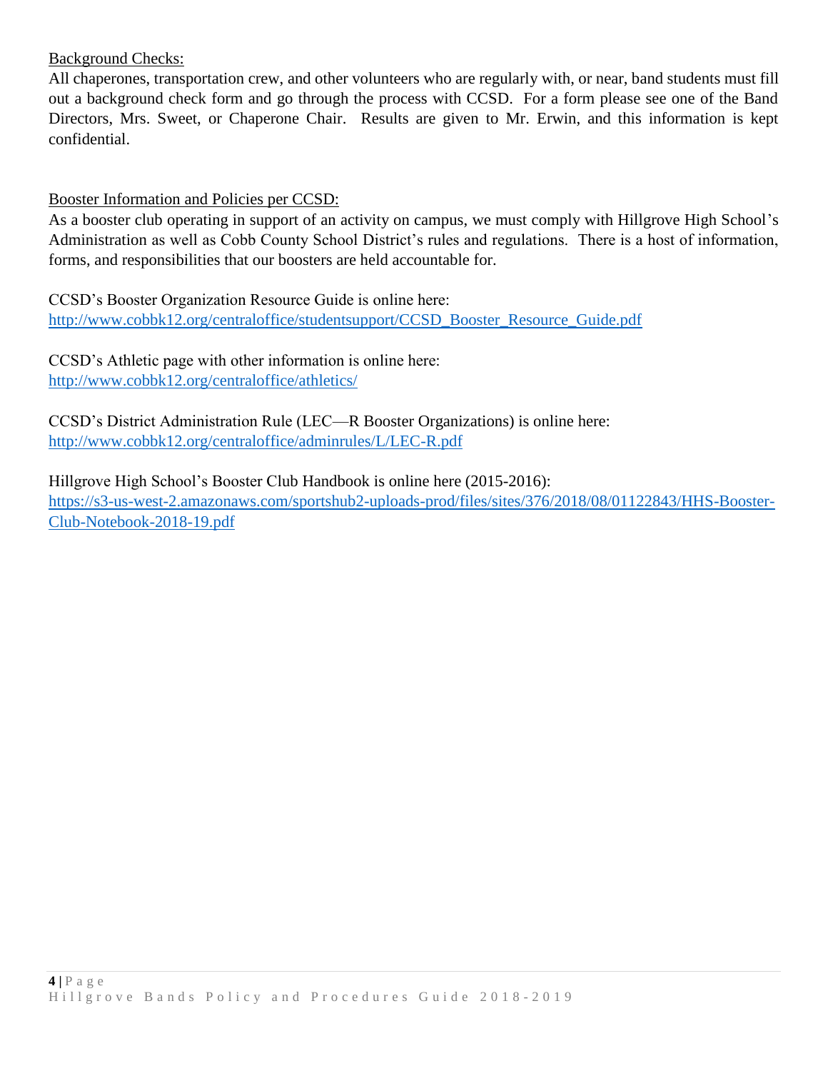Background Checks:

All chaperones, transportation crew, and other volunteers who are regularly with, or near, band students must fill out a background check form and go through the process with CCSD. For a form please see one of the Band Directors, Mrs. Sweet, or Chaperone Chair. Results are given to Mr. Erwin, and this information is kept confidential.

Booster Information and Policies per CCSD:

As a booster club operating in support of an activity on campus, we must comply with Hillgrove High School's Administration as well as Cobb County School District's rules and regulations. There is a host of information, forms, and responsibilities that our boosters are held accountable for.

CCSD's Booster Organization Resource Guide is online here:
http://www.cobbk12.org/centraloffice/studentsupport/CCSD_Booster_Resource_Guide.pdf

CCSD's Athletic page with other information is online here:
http://www.cobbk12.org/centraloffice/athletics/

CCSD's District Administration Rule (LEC—R Booster Organizations) is online here:
http://www.cobbk12.org/centraloffice/adminrules/L/LEC-R.pdf

Hillgrove High School's Booster Club Handbook is online here (2015-2016):
https://s3-us-west-2.amazonaws.com/sportshub2-uploads-prod/files/sites/376/2018/08/01122843/HHS-Booster-Club-Notebook-2018-19.pdf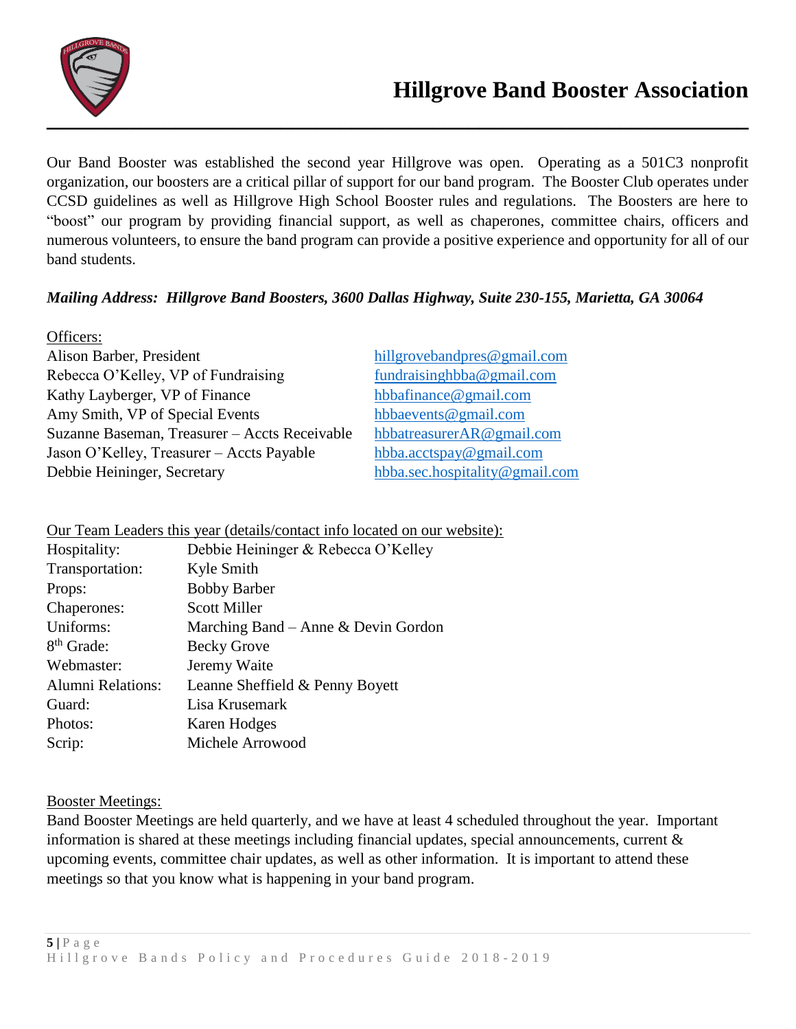# Hillgrove Band Booster Association

Our Band Booster was established the second year Hillgrove was open. Operating as a 501C3 nonprofit organization, our boosters are a critical pillar of support for our band program. The Booster Club operates under CCSD guidelines as well as Hillgrove High School Booster rules and regulations. The Boosters are here to "boost" our program by providing financial support, as well as chaperones, committee chairs, officers and numerous volunteers, to ensure the band program can provide a positive experience and opportunity for all of our band students.

***Mailing Address: Hillgrove Band Boosters, 3600 Dallas Highway, Suite 230-155, Marietta, GA 30064***

Officers:

| | |
|---|---|
| Alison Barber, President | hillgrovebandpres@gmail.com |
| Rebecca O'Kelley, VP of Fundraising | fundraisinghbba@gmail.com |
| Kathy Layberger, VP of Finance | hbbafinance@gmail.com |
| Amy Smith, VP of Special Events | hbbaevents@gmail.com |
| Suzanne Baseman, Treasurer – Accts Receivable | hbbatreasurerAR@gmail.com |
| Jason O'Kelley, Treasurer – Accts Payable | hbba.acctspay@gmail.com |
| Debbie Heininger, Secretary | hbba.sec.hospitality@gmail.com |

Our Team Leaders this year (details/contact info located on our website):

| | |
|---|---|
| Hospitality: | Debbie Heininger & Rebecca O'Kelley |
| Transportation: | Kyle Smith |
| Props: | Bobby Barber |
| Chaperones: | Scott Miller |
| Uniforms: | Marching Band – Anne & Devin Gordon |
| 8th Grade: | Becky Grove |
| Webmaster: | Jeremy Waite |
| Alumni Relations: | Leanne Sheffield & Penny Boyett |
| Guard: | Lisa Krusemark |
| Photos: | Karen Hodges |
| Scrip: | Michele Arrowood |

Booster Meetings:

Band Booster Meetings are held quarterly, and we have at least 4 scheduled throughout the year. Important information is shared at these meetings including financial updates, special announcements, current & upcoming events, committee chair updates, as well as other information. It is important to attend these meetings so that you know what is happening in your band program.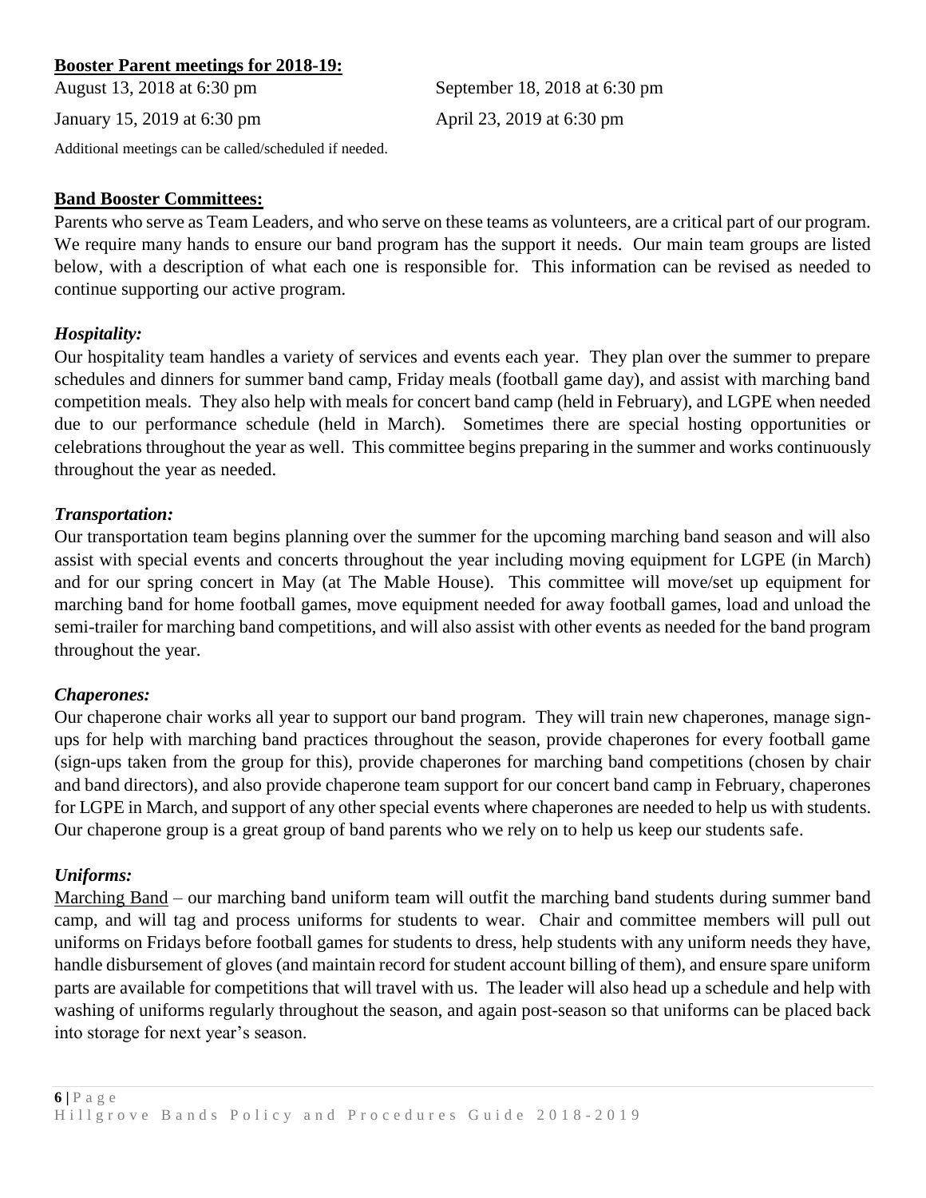**Booster Parent meetings for 2018-19:**

August 13, 2018 at 6:30 pm

September 18, 2018 at 6:30 pm

January 15, 2019 at 6:30 pm

April 23, 2019 at 6:30 pm

Additional meetings can be called/scheduled if needed.

**Band Booster Committees:**

Parents who serve as Team Leaders, and who serve on these teams as volunteers, are a critical part of our program. We require many hands to ensure our band program has the support it needs. Our main team groups are listed below, with a description of what each one is responsible for. This information can be revised as needed to continue supporting our active program.

***Hospitality:***

Our hospitality team handles a variety of services and events each year. They plan over the summer to prepare schedules and dinners for summer band camp, Friday meals (football game day), and assist with marching band competition meals. They also help with meals for concert band camp (held in February), and LGPE when needed due to our performance schedule (held in March). Sometimes there are special hosting opportunities or celebrations throughout the year as well. This committee begins preparing in the summer and works continuously throughout the year as needed.

***Transportation:***

Our transportation team begins planning over the summer for the upcoming marching band season and will also assist with special events and concerts throughout the year including moving equipment for LGPE (in March) and for our spring concert in May (at The Mable House). This committee will move/set up equipment for marching band for home football games, move equipment needed for away football games, load and unload the semi-trailer for marching band competitions, and will also assist with other events as needed for the band program throughout the year.

***Chaperones:***

Our chaperone chair works all year to support our band program. They will train new chaperones, manage sign-ups for help with marching band practices throughout the season, provide chaperones for every football game (sign-ups taken from the group for this), provide chaperones for marching band competitions (chosen by chair and band directors), and also provide chaperone team support for our concert band camp in February, chaperones for LGPE in March, and support of any other special events where chaperones are needed to help us with students. Our chaperone group is a great group of band parents who we rely on to help us keep our students safe.

***Uniforms:***

Marching Band – our marching band uniform team will outfit the marching band students during summer band camp, and will tag and process uniforms for students to wear. Chair and committee members will pull out uniforms on Fridays before football games for students to dress, help students with any uniform needs they have, handle disbursement of gloves (and maintain record for student account billing of them), and ensure spare uniform parts are available for competitions that will travel with us. The leader will also head up a schedule and help with washing of uniforms regularly throughout the season, and again post-season so that uniforms can be placed back into storage for next year's season.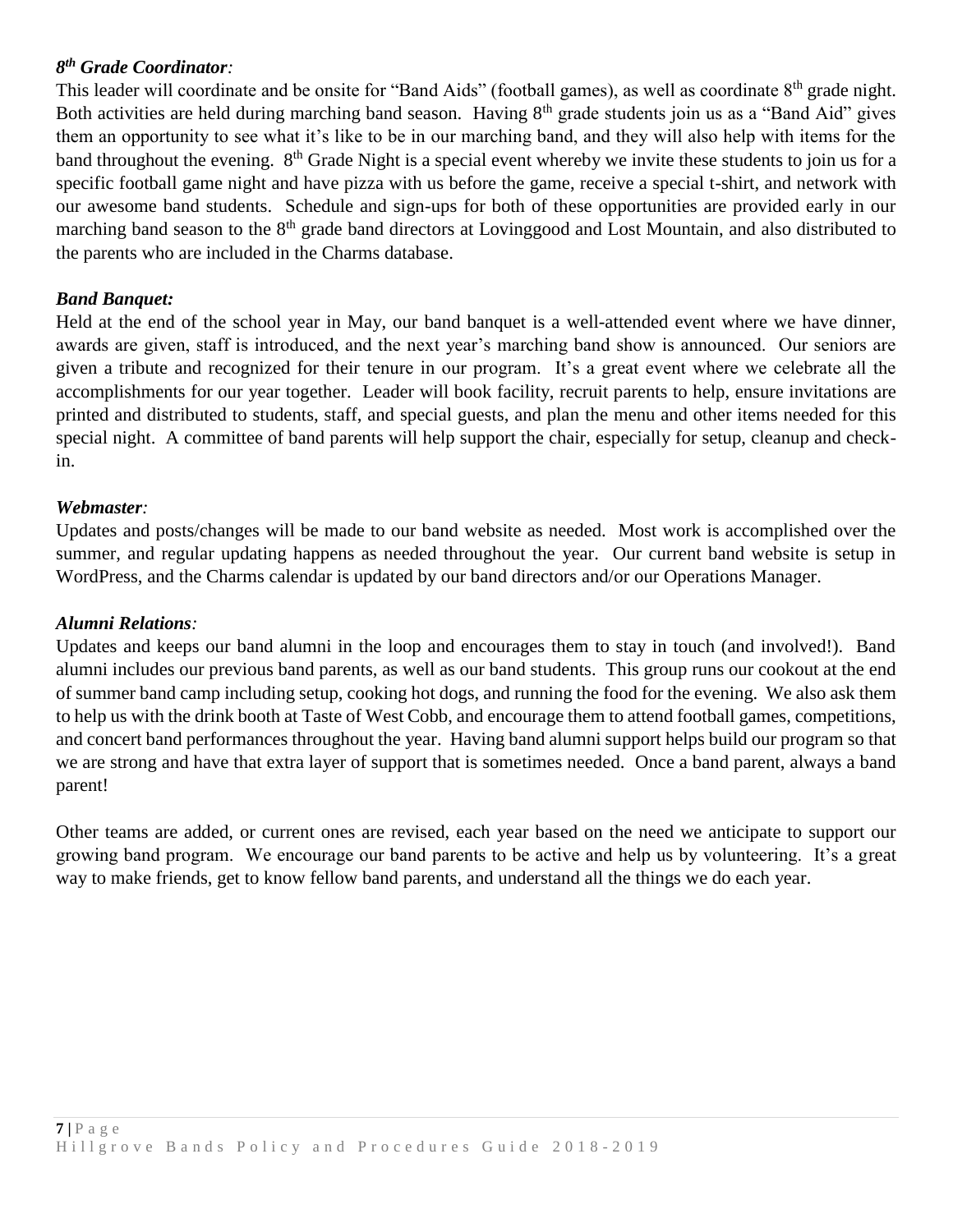***8th Grade Coordinator:***

This leader will coordinate and be onsite for "Band Aids" (football games), as well as coordinate 8th grade night. Both activities are held during marching band season. Having 8th grade students join us as a "Band Aid" gives them an opportunity to see what it's like to be in our marching band, and they will also help with items for the band throughout the evening. 8th Grade Night is a special event whereby we invite these students to join us for a specific football game night and have pizza with us before the game, receive a special t-shirt, and network with our awesome band students. Schedule and sign-ups for both of these opportunities are provided early in our marching band season to the 8th grade band directors at Lovinggood and Lost Mountain, and also distributed to the parents who are included in the Charms database.

***Band Banquet:***

Held at the end of the school year in May, our band banquet is a well-attended event where we have dinner, awards are given, staff is introduced, and the next year's marching band show is announced. Our seniors are given a tribute and recognized for their tenure in our program. It's a great event where we celebrate all the accomplishments for our year together. Leader will book facility, recruit parents to help, ensure invitations are printed and distributed to students, staff, and special guests, and plan the menu and other items needed for this special night. A committee of band parents will help support the chair, especially for setup, cleanup and check-in.

***Webmaster:***

Updates and posts/changes will be made to our band website as needed. Most work is accomplished over the summer, and regular updating happens as needed throughout the year. Our current band website is setup in WordPress, and the Charms calendar is updated by our band directors and/or our Operations Manager.

***Alumni Relations:***

Updates and keeps our band alumni in the loop and encourages them to stay in touch (and involved!). Band alumni includes our previous band parents, as well as our band students. This group runs our cookout at the end of summer band camp including setup, cooking hot dogs, and running the food for the evening. We also ask them to help us with the drink booth at Taste of West Cobb, and encourage them to attend football games, competitions, and concert band performances throughout the year. Having band alumni support helps build our program so that we are strong and have that extra layer of support that is sometimes needed. Once a band parent, always a band parent!

Other teams are added, or current ones are revised, each year based on the need we anticipate to support our growing band program. We encourage our band parents to be active and help us by volunteering. It's a great way to make friends, get to know fellow band parents, and understand all the things we do each year.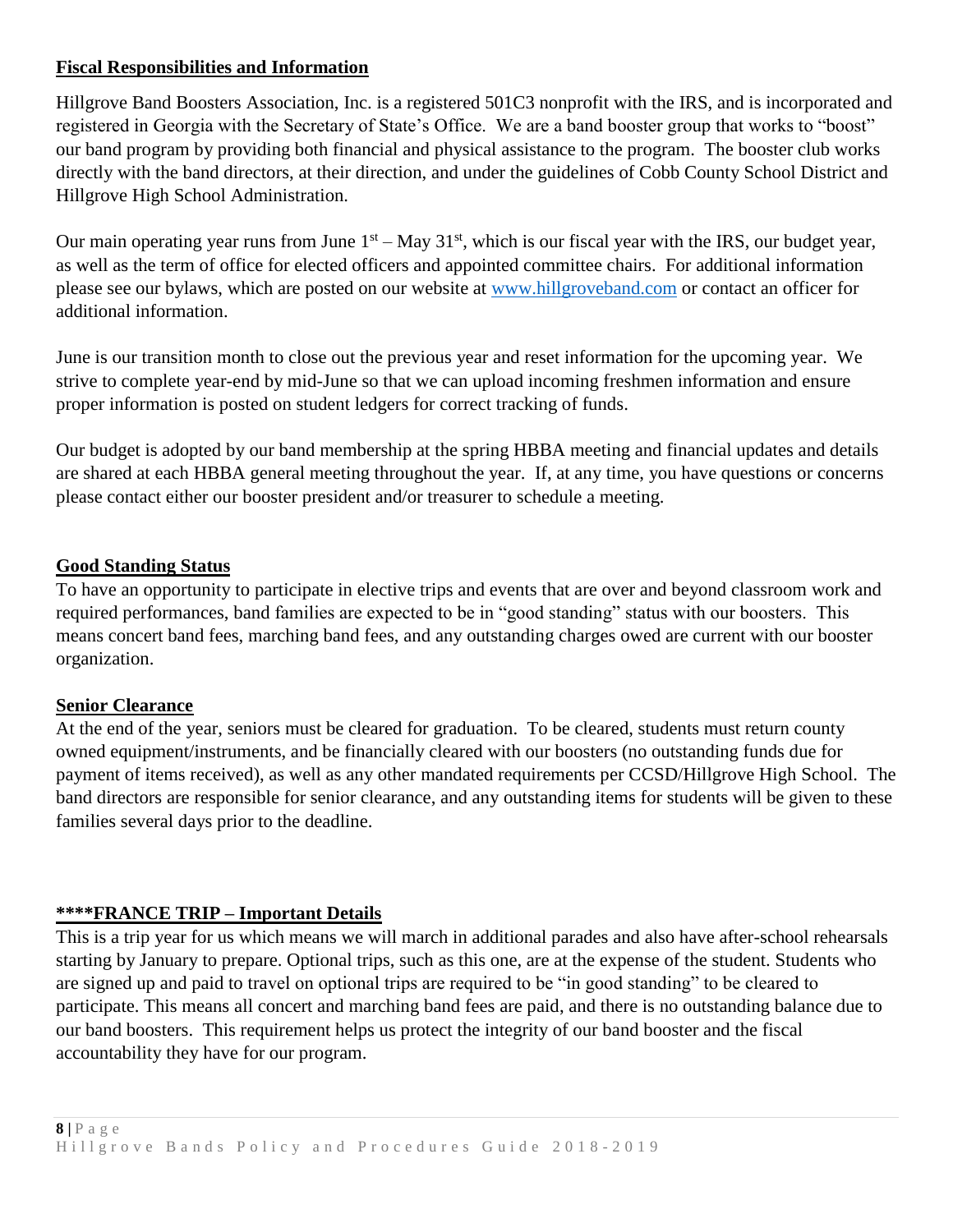**Fiscal Responsibilities and Information**

Hillgrove Band Boosters Association, Inc. is a registered 501C3 nonprofit with the IRS, and is incorporated and registered in Georgia with the Secretary of State's Office. We are a band booster group that works to "boost" our band program by providing both financial and physical assistance to the program. The booster club works directly with the band directors, at their direction, and under the guidelines of Cobb County School District and Hillgrove High School Administration.

Our main operating year runs from June 1st – May 31st, which is our fiscal year with the IRS, our budget year, as well as the term of office for elected officers and appointed committee chairs. For additional information please see our bylaws, which are posted on our website at [www.hillgroveband.com](http://www.hillgroveband.com) or contact an officer for additional information.

June is our transition month to close out the previous year and reset information for the upcoming year. We strive to complete year-end by mid-June so that we can upload incoming freshmen information and ensure proper information is posted on student ledgers for correct tracking of funds.

Our budget is adopted by our band membership at the spring HBBA meeting and financial updates and details are shared at each HBBA general meeting throughout the year. If, at any time, you have questions or concerns please contact either our booster president and/or treasurer to schedule a meeting.

**Good Standing Status**

To have an opportunity to participate in elective trips and events that are over and beyond classroom work and required performances, band families are expected to be in "good standing" status with our boosters. This means concert band fees, marching band fees, and any outstanding charges owed are current with our booster organization.

**Senior Clearance**

At the end of the year, seniors must be cleared for graduation. To be cleared, students must return county owned equipment/instruments, and be financially cleared with our boosters (no outstanding funds due for payment of items received), as well as any other mandated requirements per CCSD/Hillgrove High School. The band directors are responsible for senior clearance, and any outstanding items for students will be given to these families several days prior to the deadline.

**\*\*\*\*FRANCE TRIP – Important Details**

This is a trip year for us which means we will march in additional parades and also have after-school rehearsals starting by January to prepare. Optional trips, such as this one, are at the expense of the student. Students who are signed up and paid to travel on optional trips are required to be "in good standing" to be cleared to participate. This means all concert and marching band fees are paid, and there is no outstanding balance due to our band boosters. This requirement helps us protect the integrity of our band booster and the fiscal accountability they have for our program.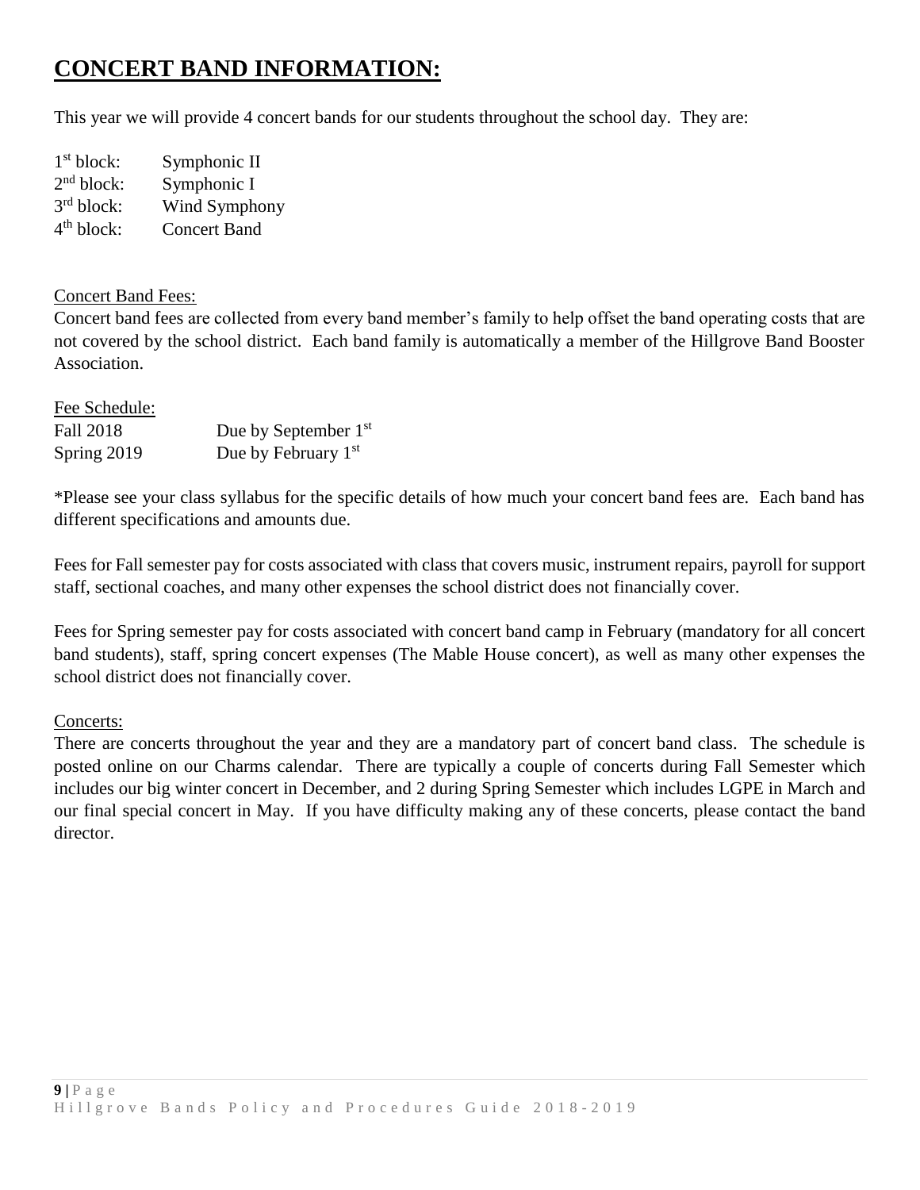# **CONCERT BAND INFORMATION:**

This year we will provide 4 concert bands for our students throughout the school day. They are:

| | |
|---|---|
| 1st block: | Symphonic II |
| 2nd block: | Symphonic I |
| 3rd block: | Wind Symphony |
| 4th block: | Concert Band |

Concert Band Fees:

Concert band fees are collected from every band member's family to help offset the band operating costs that are not covered by the school district. Each band family is automatically a member of the Hillgrove Band Booster Association.

Fee Schedule:

| | |
|---|---|
| Fall 2018 | Due by September 1st |
| Spring 2019 | Due by February 1st |

*Please see your class syllabus for the specific details of how much your concert band fees are. Each band has different specifications and amounts due.

Fees for Fall semester pay for costs associated with class that covers music, instrument repairs, payroll for support staff, sectional coaches, and many other expenses the school district does not financially cover.

Fees for Spring semester pay for costs associated with concert band camp in February (mandatory for all concert band students), staff, spring concert expenses (The Mable House concert), as well as many other expenses the school district does not financially cover.

Concerts:

There are concerts throughout the year and they are a mandatory part of concert band class. The schedule is posted online on our Charms calendar. There are typically a couple of concerts during Fall Semester which includes our big winter concert in December, and 2 during Spring Semester which includes LGPE in March and our final special concert in May. If you have difficulty making any of these concerts, please contact the band director.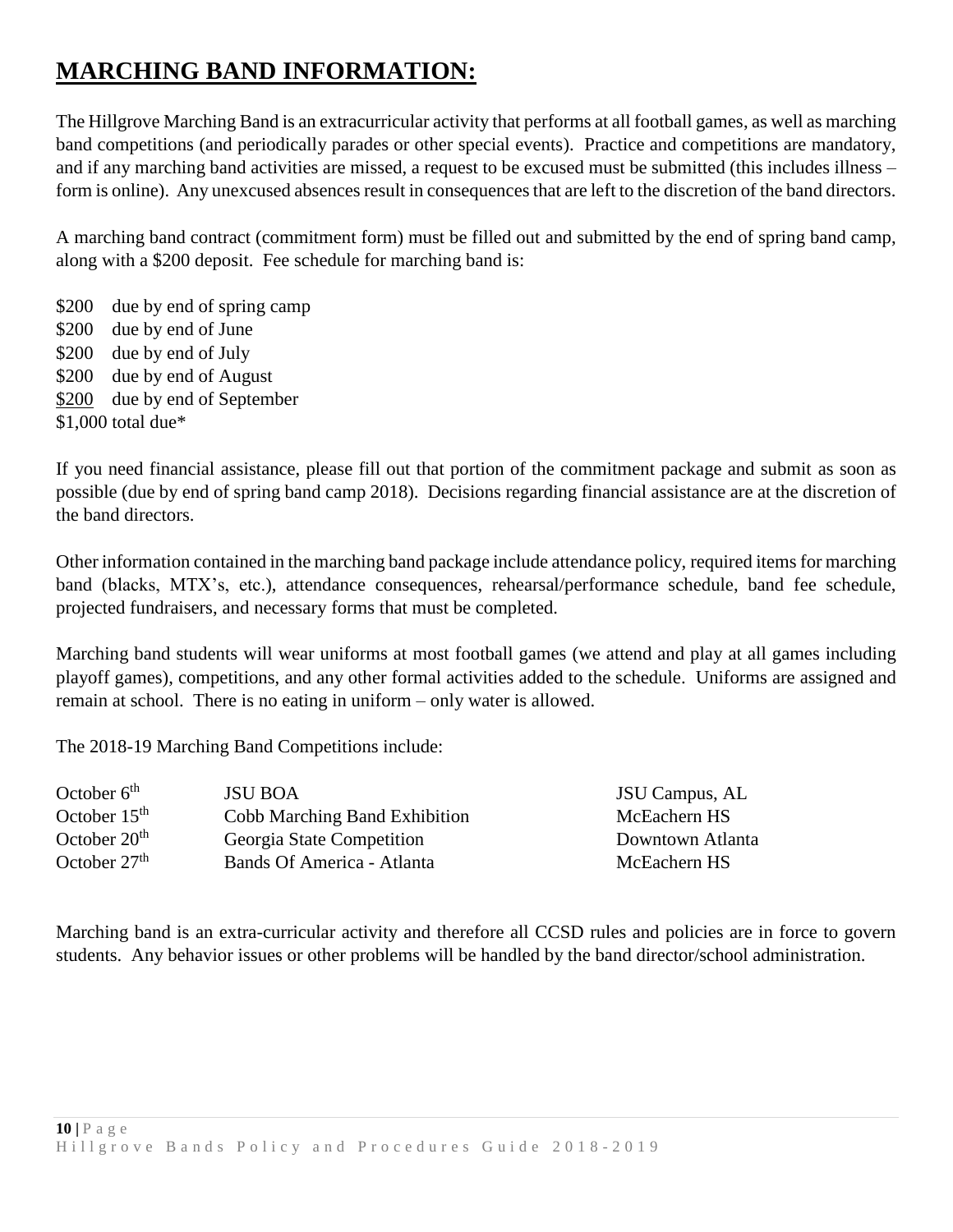# MARCHING BAND INFORMATION:

The Hillgrove Marching Band is an extracurricular activity that performs at all football games, as well as marching band competitions (and periodically parades or other special events). Practice and competitions are mandatory, and if any marching band activities are missed, a request to be excused must be submitted (this includes illness – form is online). Any unexcused absences result in consequences that are left to the discretion of the band directors.

A marching band contract (commitment form) must be filled out and submitted by the end of spring band camp, along with a $200 deposit. Fee schedule for marching band is:

$200 due by end of spring camp
$200 due by end of June
$200 due by end of July
$200 due by end of August
$200 due by end of September
$1,000 total due*

If you need financial assistance, please fill out that portion of the commitment package and submit as soon as possible (due by end of spring band camp 2018). Decisions regarding financial assistance are at the discretion of the band directors.

Other information contained in the marching band package include attendance policy, required items for marching band (blacks, MTX's, etc.), attendance consequences, rehearsal/performance schedule, band fee schedule, projected fundraisers, and necessary forms that must be completed.

Marching band students will wear uniforms at most football games (we attend and play at all games including playoff games), competitions, and any other formal activities added to the schedule. Uniforms are assigned and remain at school. There is no eating in uniform – only water is allowed.

The 2018-19 Marching Band Competitions include:

| | | |
|---|---|---|
| October 6th | JSU BOA | JSU Campus, AL |
| October 15th | Cobb Marching Band Exhibition | McEachern HS |
| October 20th | Georgia State Competition | Downtown Atlanta |
| October 27th | Bands Of America - Atlanta | McEachern HS |

Marching band is an extra-curricular activity and therefore all CCSD rules and policies are in force to govern students. Any behavior issues or other problems will be handled by the band director/school administration.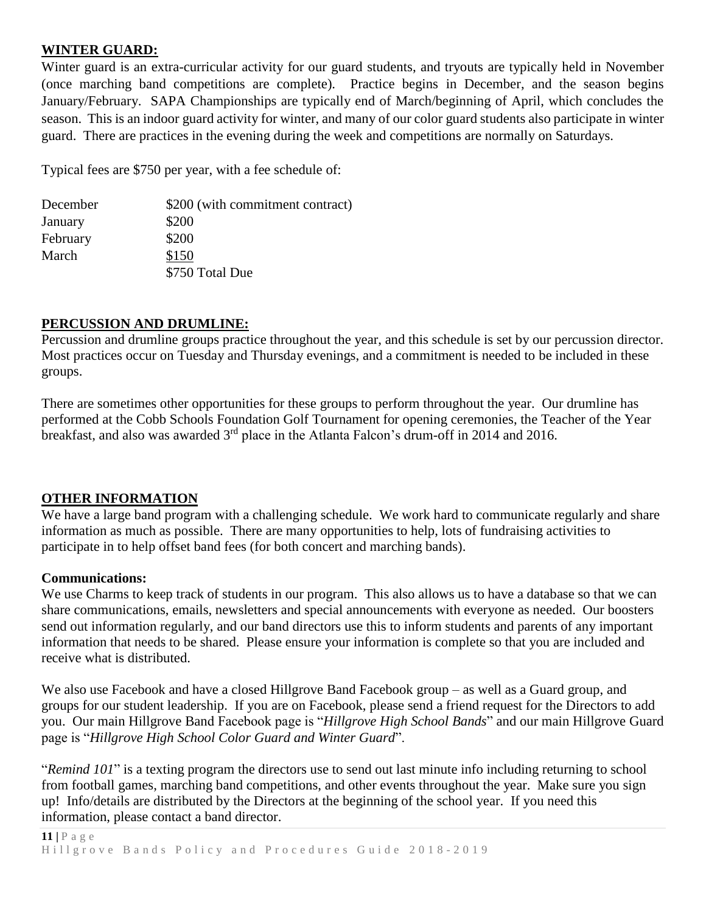## WINTER GUARD:

Winter guard is an extra-curricular activity for our guard students, and tryouts are typically held in November (once marching band competitions are complete). Practice begins in December, and the season begins January/February. SAPA Championships are typically end of March/beginning of April, which concludes the season. This is an indoor guard activity for winter, and many of our color guard students also participate in winter guard. There are practices in the evening during the week and competitions are normally on Saturdays.

Typical fees are $750 per year, with a fee schedule of:

| | |
|---|---|
| December | $200 (with commitment contract) |
| January | $200 |
| February | $200 |
| March | $150 |
| | $750 Total Due |

## PERCUSSION AND DRUMLINE:

Percussion and drumline groups practice throughout the year, and this schedule is set by our percussion director. Most practices occur on Tuesday and Thursday evenings, and a commitment is needed to be included in these groups.

There are sometimes other opportunities for these groups to perform throughout the year. Our drumline has performed at the Cobb Schools Foundation Golf Tournament for opening ceremonies, the Teacher of the Year breakfast, and also was awarded 3rd place in the Atlanta Falcon's drum-off in 2014 and 2016.

## OTHER INFORMATION

We have a large band program with a challenging schedule. We work hard to communicate regularly and share information as much as possible. There are many opportunities to help, lots of fundraising activities to participate in to help offset band fees (for both concert and marching bands).

### Communications:

We use Charms to keep track of students in our program. This also allows us to have a database so that we can share communications, emails, newsletters and special announcements with everyone as needed. Our boosters send out information regularly, and our band directors use this to inform students and parents of any important information that needs to be shared. Please ensure your information is complete so that you are included and receive what is distributed.

We also use Facebook and have a closed Hillgrove Band Facebook group – as well as a Guard group, and groups for our student leadership. If you are on Facebook, please send a friend request for the Directors to add you. Our main Hillgrove Band Facebook page is "*Hillgrove High School Bands*" and our main Hillgrove Guard page is "*Hillgrove High School Color Guard and Winter Guard*".

"*Remind 101*" is a texting program the directors use to send out last minute info including returning to school from football games, marching band competitions, and other events throughout the year. Make sure you sign up! Info/details are distributed by the Directors at the beginning of the school year. If you need this information, please contact a band director.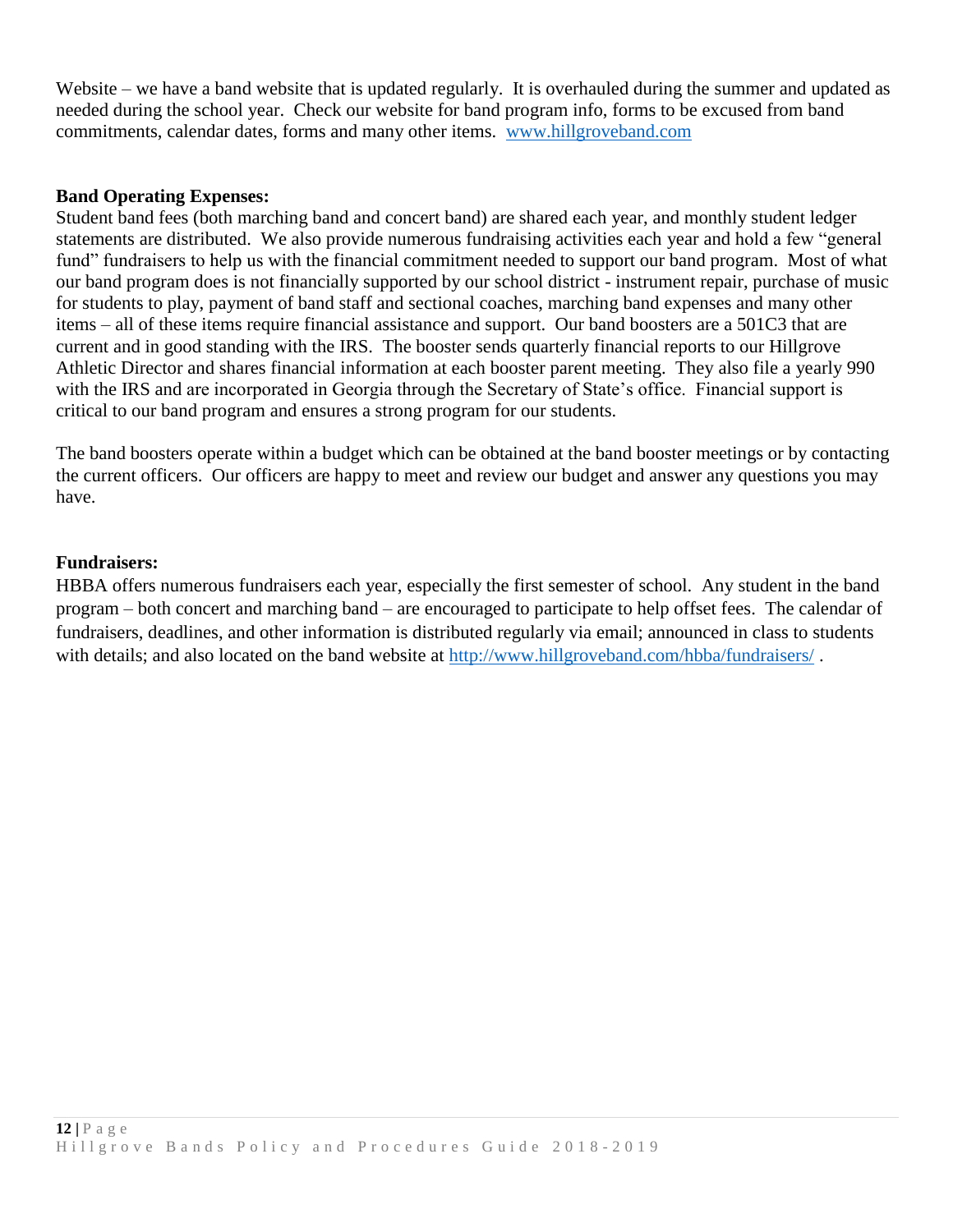Website – we have a band website that is updated regularly. It is overhauled during the summer and updated as needed during the school year. Check our website for band program info, forms to be excused from band commitments, calendar dates, forms and many other items. [www.hillgroveband.com](www.hillgroveband.com)

**Band Operating Expenses:**

Student band fees (both marching band and concert band) are shared each year, and monthly student ledger statements are distributed. We also provide numerous fundraising activities each year and hold a few "general fund" fundraisers to help us with the financial commitment needed to support our band program. Most of what our band program does is not financially supported by our school district - instrument repair, purchase of music for students to play, payment of band staff and sectional coaches, marching band expenses and many other items – all of these items require financial assistance and support. Our band boosters are a 501C3 that are current and in good standing with the IRS. The booster sends quarterly financial reports to our Hillgrove Athletic Director and shares financial information at each booster parent meeting. They also file a yearly 990 with the IRS and are incorporated in Georgia through the Secretary of State's office. Financial support is critical to our band program and ensures a strong program for our students.

The band boosters operate within a budget which can be obtained at the band booster meetings or by contacting the current officers. Our officers are happy to meet and review our budget and answer any questions you may have.

**Fundraisers:**

HBBA offers numerous fundraisers each year, especially the first semester of school. Any student in the band program – both concert and marching band – are encouraged to participate to help offset fees. The calendar of fundraisers, deadlines, and other information is distributed regularly via email; announced in class to students with details; and also located on the band website at [http://www.hillgroveband.com/hbba/fundraisers/](http://www.hillgroveband.com/hbba/fundraisers/) .